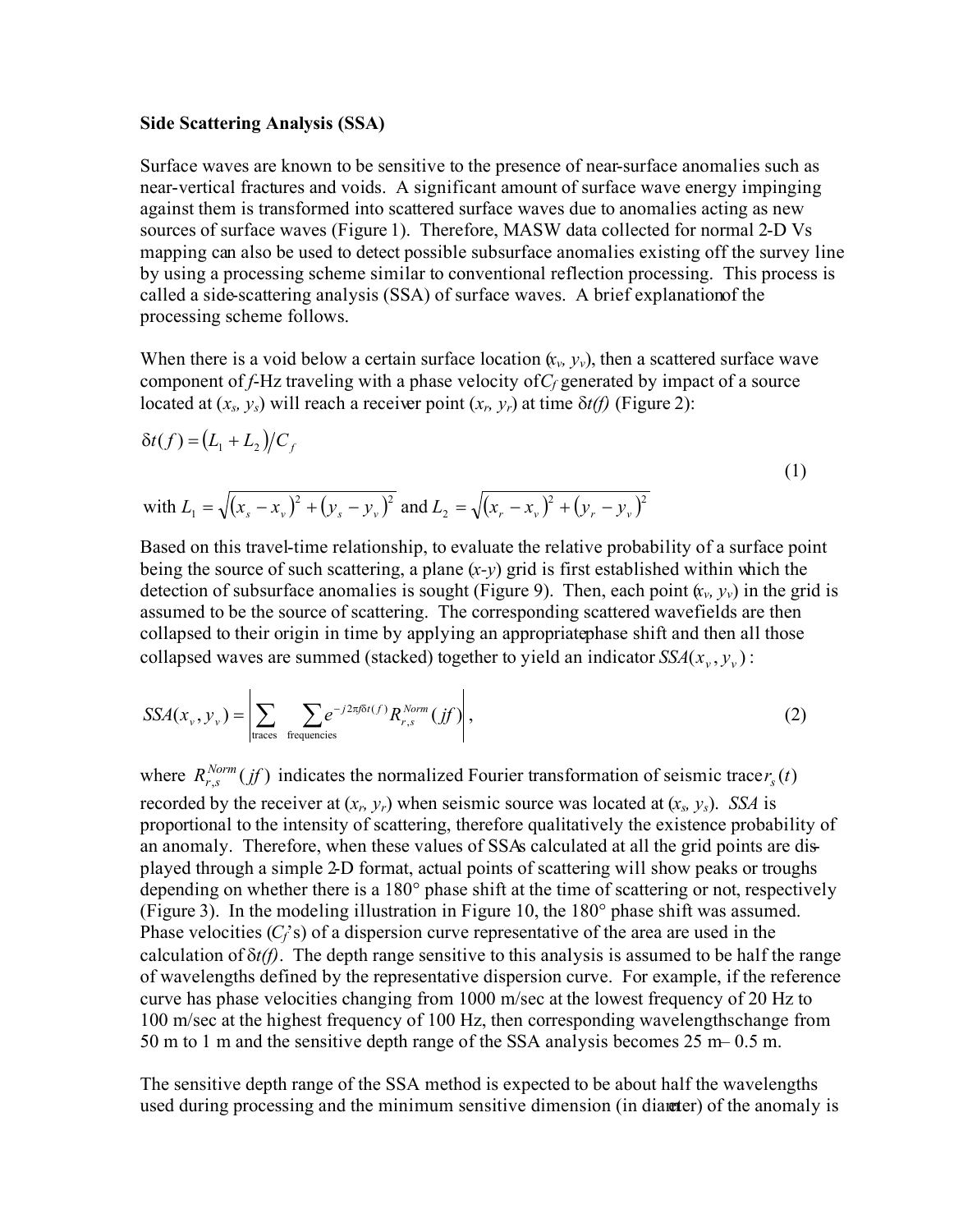**Side Scattering Analysis (SSA)**

Surface waves are known to be sensitive to the presence of near-surface anomalies such as near-vertical fractures and voids. A significant amount of surface wave energy impinging against them is transformed into scattered surface waves due to anomalies acting as new sources of surface waves (Figure 1). Therefore, MASW data collected for normal 2-D Vs mapping can also be used to detect possible subsurface anomalies existing off the survey line by using a processing scheme similar to conventional reflection processing. This process is called a side-scattering analysis (SSA) of surface waves. A brief explanation of the processing scheme follows.

When there is a void below a certain surface location ($x_v$, $y_v$), then a scattered surface wave component of $f$-Hz traveling with a phase velocity of $C_f$ generated by impact of a source located at ($x_s$, $y_s$) will reach a receiver point ($x_r$, $y_r$) at time $\delta t(f)$ (Figure 2):

$$\delta t(f) = \left(L_1 + L_2\right)/C_f \tag{1}$$

with $L_1 = \sqrt{\left(x_s - x_v\right)^2 + \left(y_s - y_v\right)^2}$ and $L_2 = \sqrt{\left(x_r - x_v\right)^2 + \left(y_r - y_v\right)^2}$

Based on this travel-time relationship, to evaluate the relative probability of a surface point being the source of such scattering, a plane ($x$-$y$) grid is first established within which the detection of subsurface anomalies is sought (Figure 9). Then, each point ($x_v$, $y_v$) in the grid is assumed to be the source of scattering. The corresponding scattered wavefields are then collapsed to their origin in time by applying an appropriate phase shift and then all those collapsed waves are summed (stacked) together to yield an indicator $SSA(x_v, y_v)$:

$$SSA(x_v, y_v) = \left| \sum_{\text{traces}} \; \sum_{\text{frequencies}} e^{-j2\pi f \delta t(f)} R_{r,s}^{Norm}(jf) \right|, \tag{2}$$

where $R_{r,s}^{Norm}(jf)$ indicates the normalized Fourier transformation of seismic trace $r_s(t)$ recorded by the receiver at ($x_r$, $y_r$) when seismic source was located at ($x_s$, $y_s$). *SSA* is proportional to the intensity of scattering, therefore qualitatively the existence probability of an anomaly. Therefore, when these values of SSAs calculated at all the grid points are displayed through a simple 2-D format, actual points of scattering will show peaks or troughs depending on whether there is a 180° phase shift at the time of scattering or not, respectively (Figure 3). In the modeling illustration in Figure 10, the 180° phase shift was assumed. Phase velocities ($C_f$'s) of a dispersion curve representative of the area are used in the calculation of $\delta t(f)$. The depth range sensitive to this analysis is assumed to be half the range of wavelengths defined by the representative dispersion curve. For example, if the reference curve has phase velocities changing from 1000 m/sec at the lowest frequency of 20 Hz to 100 m/sec at the highest frequency of 100 Hz, then corresponding wavelengths change from 50 m to 1 m and the sensitive depth range of the SSA analysis becomes 25 m – 0.5 m.

The sensitive depth range of the SSA method is expected to be about half the wavelengths used during processing and the minimum sensitive dimension (in diameter) of the anomaly is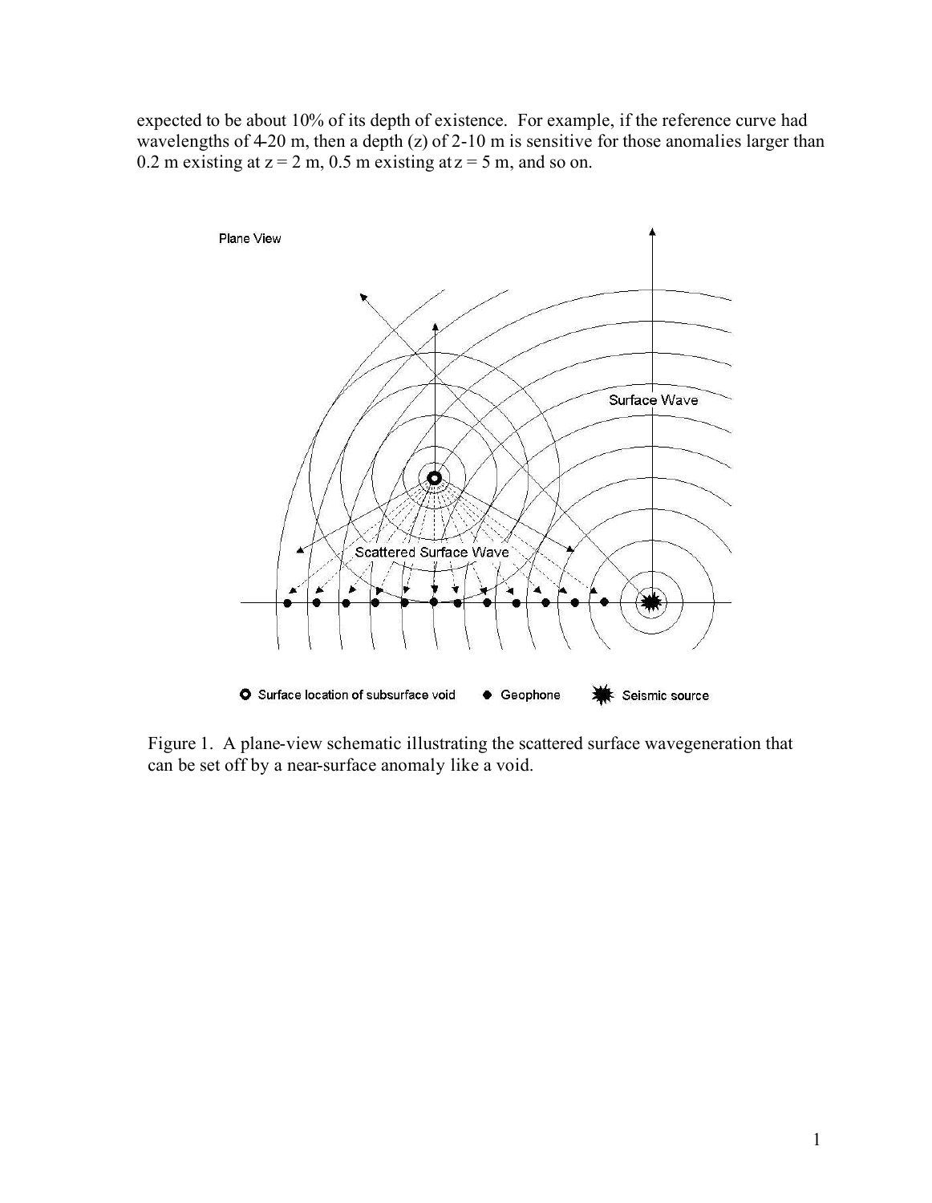expected to be about 10% of its depth of existence. For example, if the reference curve had wavelengths of 4-20 m, then a depth (z) of 2-10 m is sensitive for those anomalies larger than 0.2 m existing at $z = 2$ m, 0.5 m existing at $z = 5$ m, and so on.

Figure 1. A plane-view schematic illustrating the scattered surface wavegeneration that can be set off by a near-surface anomaly like a void.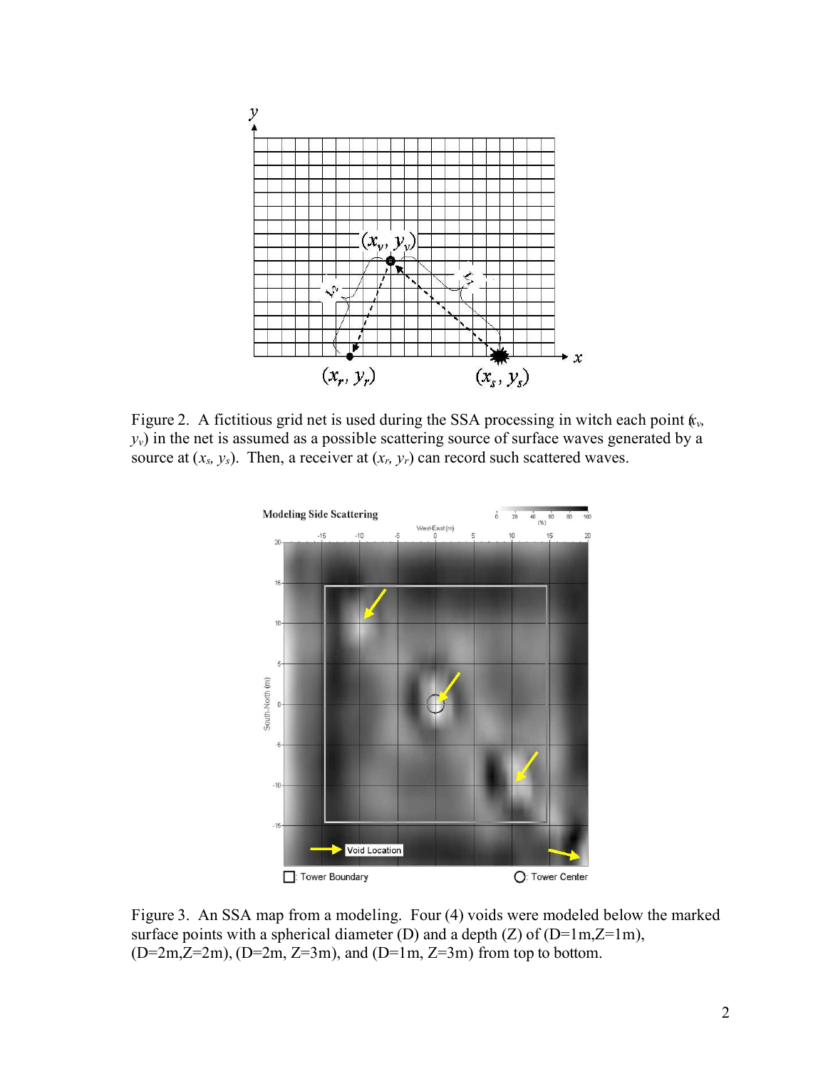$y$

$(x_v, y_v)$

$L_2$

$L_1$

$x$

$(x_r, y_r)$

$(x_s, y_s)$

Figure 2. A fictitious grid net is used during the SSA processing in witch each point ($x_v$, $y_v$) in the net is assumed as a possible scattering source of surface waves generated by a source at ($x_s$, $y_s$). Then, a receiver at ($x_r$, $y_r$) can record such scattered waves.

Modeling Side Scattering

0 20 40 60 80 100

(%)

West-East (m)

-15 -10 -5 0 5 10 15 20

South-North (m)

20 15 10 5 0 -5 -10 -15

Void Location

☐: Tower Boundary

○: Tower Center

Figure 3. An SSA map from a modeling. Four (4) voids were modeled below the marked surface points with a spherical diameter (D) and a depth (Z) of (D=1m,Z=1m), (D=2m,Z=2m), (D=2m, Z=3m), and (D=1m, Z=3m) from top to bottom.